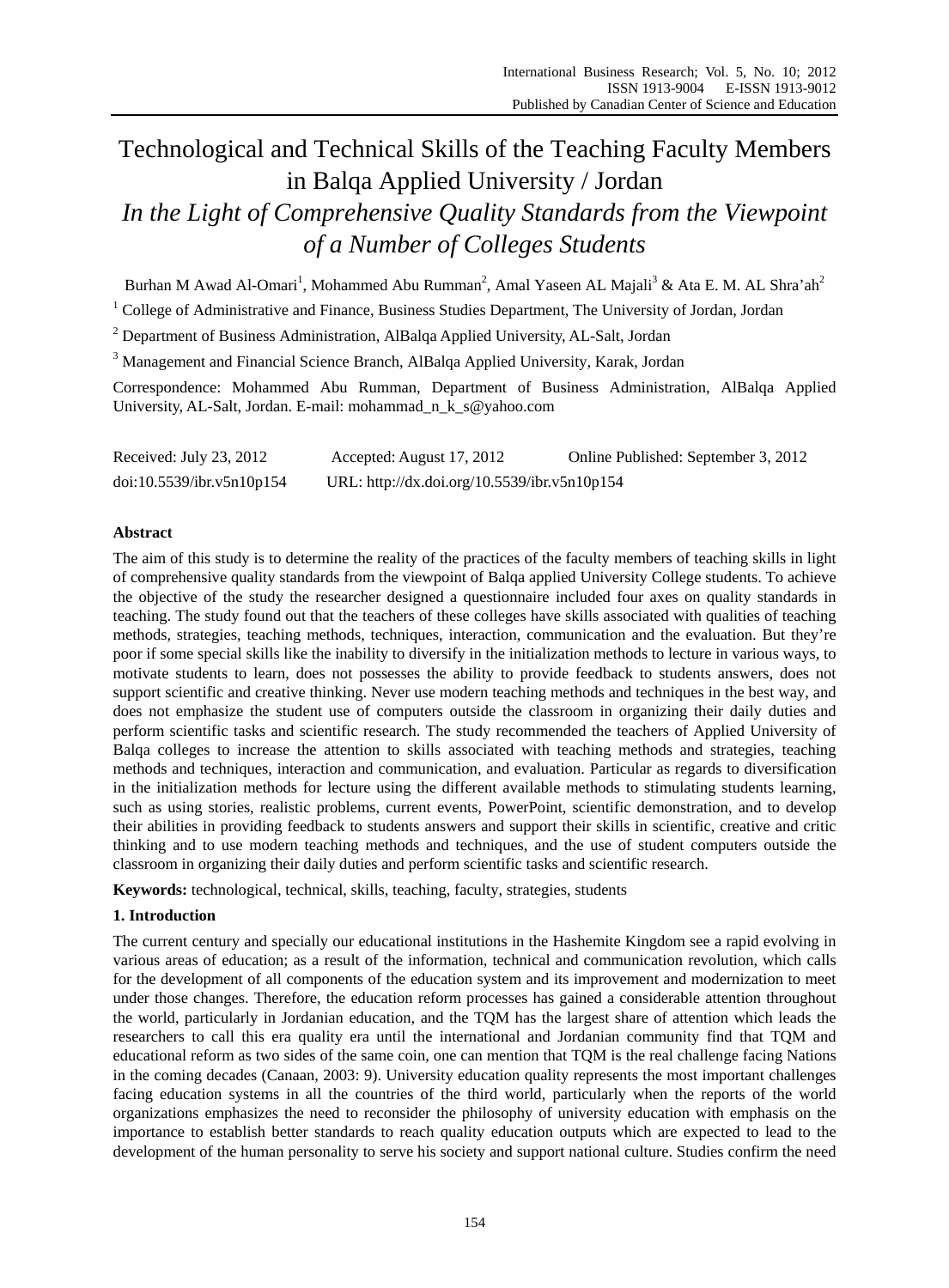# Technological and Technical Skills of the Teaching Faculty Members in Balqa Applied University / Jordan

## *In the Light of Comprehensive Quality Standards from the Viewpoint of a Number of Colleges Students*

Burhan M Awad Al-Omari[1], Mohammed Abu Rumman[2], Amal Yaseen AL Majali[3] & Ata E. M. AL Shra'ah[2]

[1] College of Administrative and Finance, Business Studies Department, The University of Jordan, Jordan

[2] Department of Business Administration, AlBalqa Applied University, AL-Salt, Jordan

[3] Management and Financial Science Branch, AlBalqa Applied University, Karak, Jordan

Correspondence: Mohammed Abu Rumman, Department of Business Administration, AlBalqa Applied University, AL-Salt, Jordan. E-mail: mohammad_n_k_s@yahoo.com

Received: July 23, 2012   Accepted: August 17, 2012   Online Published: September 3, 2012

doi:10.5539/ibr.v5n10p154   URL: http://dx.doi.org/10.5539/ibr.v5n10p154

**Abstract**

The aim of this study is to determine the reality of the practices of the faculty members of teaching skills in light of comprehensive quality standards from the viewpoint of Balqa applied University College students. To achieve the objective of the study the researcher designed a questionnaire included four axes on quality standards in teaching. The study found out that the teachers of these colleges have skills associated with qualities of teaching methods, strategies, teaching methods, techniques, interaction, communication and the evaluation. But they're poor if some special skills like the inability to diversify in the initialization methods to lecture in various ways, to motivate students to learn, does not possesses the ability to provide feedback to students answers, does not support scientific and creative thinking. Never use modern teaching methods and techniques in the best way, and does not emphasize the student use of computers outside the classroom in organizing their daily duties and perform scientific tasks and scientific research. The study recommended the teachers of Applied University of Balqa colleges to increase the attention to skills associated with teaching methods and strategies, teaching methods and techniques, interaction and communication, and evaluation. Particular as regards to diversification in the initialization methods for lecture using the different available methods to stimulating students learning, such as using stories, realistic problems, current events, PowerPoint, scientific demonstration, and to develop their abilities in providing feedback to students answers and support their skills in scientific, creative and critic thinking and to use modern teaching methods and techniques, and the use of student computers outside the classroom in organizing their daily duties and perform scientific tasks and scientific research.

**Keywords:** technological, technical, skills, teaching, faculty, strategies, students

### 1. Introduction

The current century and specially our educational institutions in the Hashemite Kingdom see a rapid evolving in various areas of education; as a result of the information, technical and communication revolution, which calls for the development of all components of the education system and its improvement and modernization to meet under those changes. Therefore, the education reform processes has gained a considerable attention throughout the world, particularly in Jordanian education, and the TQM has the largest share of attention which leads the researchers to call this era quality era until the international and Jordanian community find that TQM and educational reform as two sides of the same coin, one can mention that TQM is the real challenge facing Nations in the coming decades (Canaan, 2003: 9). University education quality represents the most important challenges facing education systems in all the countries of the third world, particularly when the reports of the world organizations emphasizes the need to reconsider the philosophy of university education with emphasis on the importance to establish better standards to reach quality education outputs which are expected to lead to the development of the human personality to serve his society and support national culture. Studies confirm the need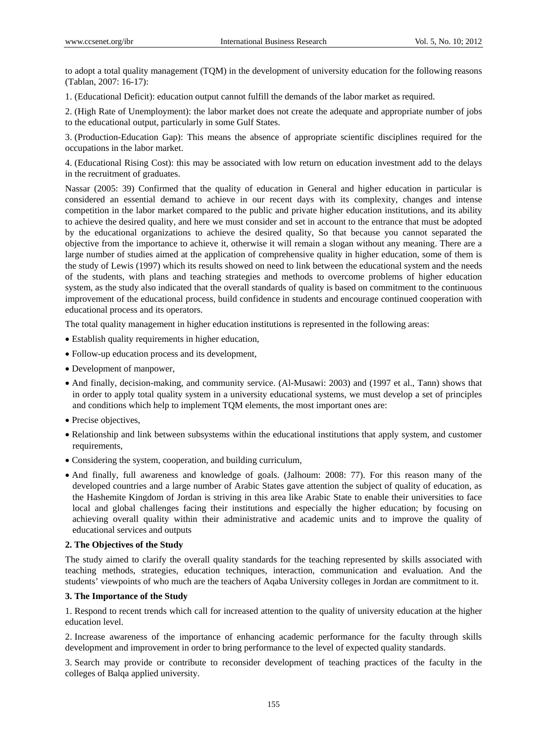to adopt a total quality management (TQM) in the development of university education for the following reasons (Tablan, 2007: 16-17):

1. (Educational Deficit): education output cannot fulfill the demands of the labor market as required.

2. (High Rate of Unemployment): the labor market does not create the adequate and appropriate number of jobs to the educational output, particularly in some Gulf States.

3. (Production-Education Gap): This means the absence of appropriate scientific disciplines required for the occupations in the labor market.

4. (Educational Rising Cost): this may be associated with low return on education investment add to the delays in the recruitment of graduates.

Nassar (2005: 39) Confirmed that the quality of education in General and higher education in particular is considered an essential demand to achieve in our recent days with its complexity, changes and intense competition in the labor market compared to the public and private higher education institutions, and its ability to achieve the desired quality, and here we must consider and set in account to the entrance that must be adopted by the educational organizations to achieve the desired quality, So that because you cannot separated the objective from the importance to achieve it, otherwise it will remain a slogan without any meaning. There are a large number of studies aimed at the application of comprehensive quality in higher education, some of them is the study of Lewis (1997) which its results showed on need to link between the educational system and the needs of the students, with plans and teaching strategies and methods to overcome problems of higher education system, as the study also indicated that the overall standards of quality is based on commitment to the continuous improvement of the educational process, build confidence in students and encourage continued cooperation with educational process and its operators.

The total quality management in higher education institutions is represented in the following areas:

- Establish quality requirements in higher education,
- Follow-up education process and its development,
- Development of manpower,
- And finally, decision-making, and community service. (Al-Musawi: 2003) and (1997 et al., Tann) shows that in order to apply total quality system in a university educational systems, we must develop a set of principles and conditions which help to implement TQM elements, the most important ones are:
- Precise objectives,
- Relationship and link between subsystems within the educational institutions that apply system, and customer requirements,
- Considering the system, cooperation, and building curriculum,
- And finally, full awareness and knowledge of goals. (Jalhoum: 2008: 77). For this reason many of the developed countries and a large number of Arabic States gave attention the subject of quality of education, as the Hashemite Kingdom of Jordan is striving in this area like Arabic State to enable their universities to face local and global challenges facing their institutions and especially the higher education; by focusing on achieving overall quality within their administrative and academic units and to improve the quality of educational services and outputs

### 2. The Objectives of the Study

The study aimed to clarify the overall quality standards for the teaching represented by skills associated with teaching methods, strategies, education techniques, interaction, communication and evaluation. And the students' viewpoints of who much are the teachers of Aqaba University colleges in Jordan are commitment to it.

### 3. The Importance of the Study

1. Respond to recent trends which call for increased attention to the quality of university education at the higher education level.

2. Increase awareness of the importance of enhancing academic performance for the faculty through skills development and improvement in order to bring performance to the level of expected quality standards.

3. Search may provide or contribute to reconsider development of teaching practices of the faculty in the colleges of Balqa applied university.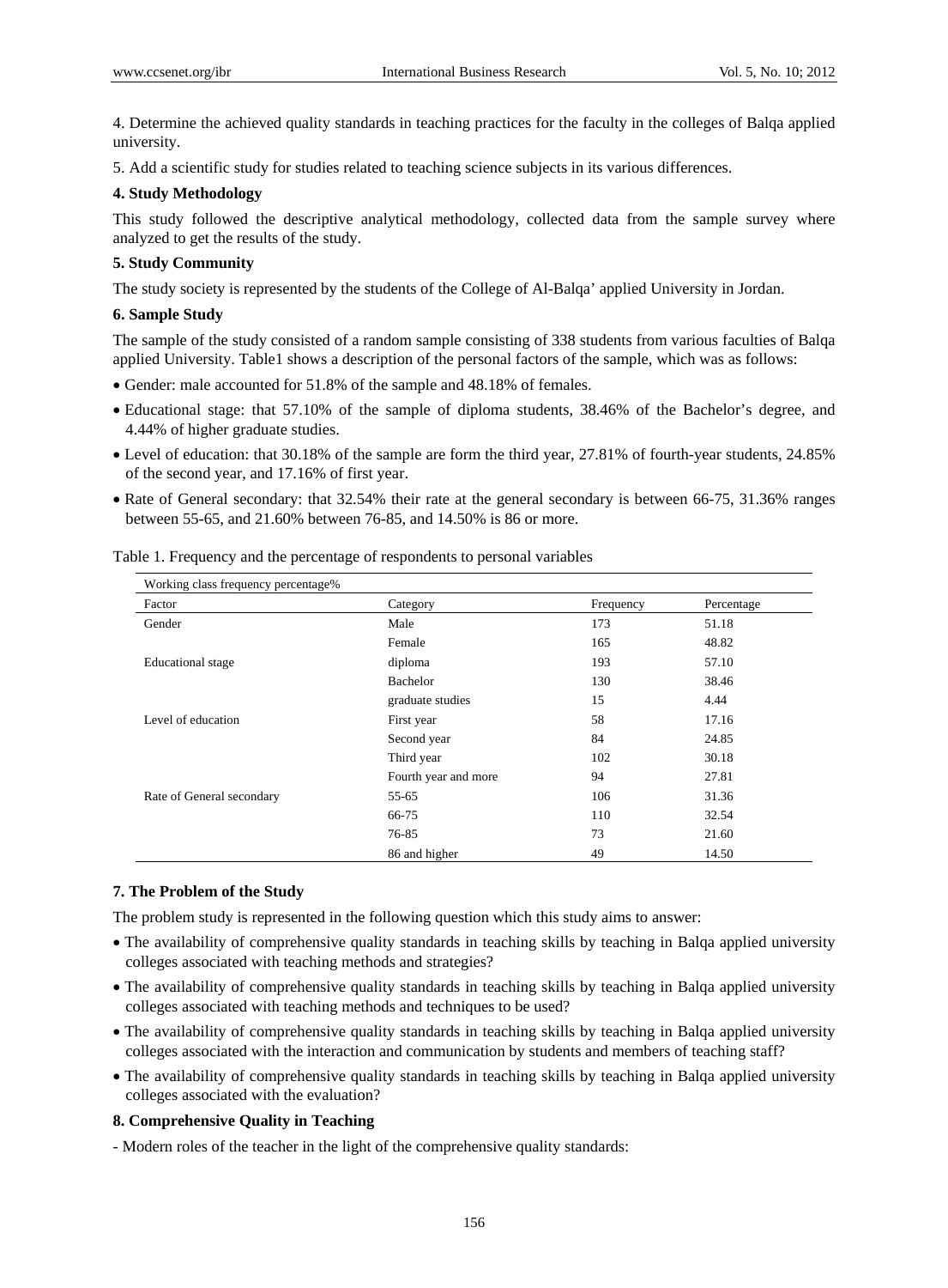4. Determine the achieved quality standards in teaching practices for the faculty in the colleges of Balqa applied university.

5. Add a scientific study for studies related to teaching science subjects in its various differences.

### 4. Study Methodology

This study followed the descriptive analytical methodology, collected data from the sample survey where analyzed to get the results of the study.

### 5. Study Community

The study society is represented by the students of the College of Al-Balqa' applied University in Jordan.

### 6. Sample Study

The sample of the study consisted of a random sample consisting of 338 students from various faculties of Balqa applied University. Table1 shows a description of the personal factors of the sample, which was as follows:

- Gender: male accounted for 51.8% of the sample and 48.18% of females.
- Educational stage: that 57.10% of the sample of diploma students, 38.46% of the Bachelor's degree, and 4.44% of higher graduate studies.
- Level of education: that 30.18% of the sample are form the third year, 27.81% of fourth-year students, 24.85% of the second year, and 17.16% of first year.
- Rate of General secondary: that 32.54% their rate at the general secondary is between 66-75, 31.36% ranges between 55-65, and 21.60% between 76-85, and 14.50% is 86 or more.

Table 1. Frequency and the percentage of respondents to personal variables

| Working class frequency percentage% | | | |
|---|---|---|---|
| Factor | Category | Frequency | Percentage |
| Gender | Male | 173 | 51.18 |
| | Female | 165 | 48.82 |
| Educational stage | diploma | 193 | 57.10 |
| | Bachelor | 130 | 38.46 |
| | graduate studies | 15 | 4.44 |
| Level of education | First year | 58 | 17.16 |
| | Second year | 84 | 24.85 |
| | Third year | 102 | 30.18 |
| | Fourth year and more | 94 | 27.81 |
| Rate of General secondary | 55-65 | 106 | 31.36 |
| | 66-75 | 110 | 32.54 |
| | 76-85 | 73 | 21.60 |
| | 86 and higher | 49 | 14.50 |

### 7. The Problem of the Study

The problem study is represented in the following question which this study aims to answer:

- The availability of comprehensive quality standards in teaching skills by teaching in Balqa applied university colleges associated with teaching methods and strategies?
- The availability of comprehensive quality standards in teaching skills by teaching in Balqa applied university colleges associated with teaching methods and techniques to be used?
- The availability of comprehensive quality standards in teaching skills by teaching in Balqa applied university colleges associated with the interaction and communication by students and members of teaching staff?
- The availability of comprehensive quality standards in teaching skills by teaching in Balqa applied university colleges associated with the evaluation?

### 8. Comprehensive Quality in Teaching

- Modern roles of the teacher in the light of the comprehensive quality standards: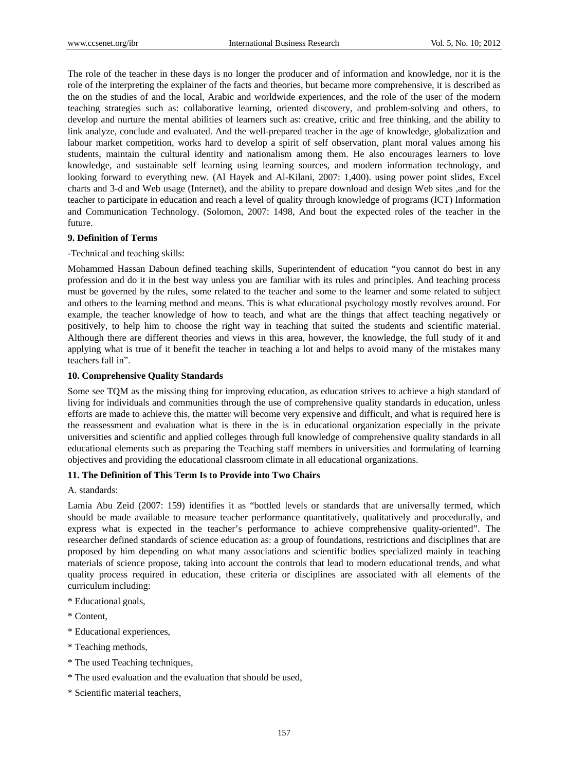The role of the teacher in these days is no longer the producer and of information and knowledge, nor it is the role of the interpreting the explainer of the facts and theories, but became more comprehensive, it is described as the on the studies of and the local, Arabic and worldwide experiences, and the role of the user of the modern teaching strategies such as: collaborative learning, oriented discovery, and problem-solving and others, to develop and nurture the mental abilities of learners such as: creative, critic and free thinking, and the ability to link analyze, conclude and evaluated. And the well-prepared teacher in the age of knowledge, globalization and labour market competition, works hard to develop a spirit of self observation, plant moral values among his students, maintain the cultural identity and nationalism among them. He also encourages learners to love knowledge, and sustainable self learning using learning sources, and modern information technology, and looking forward to everything new. (Al Hayek and Al-Kilani, 2007: 1,400). using power point slides, Excel charts and 3-d and Web usage (Internet), and the ability to prepare download and design Web sites ,and for the teacher to participate in education and reach a level of quality through knowledge of programs (ICT) Information and Communication Technology. (Solomon, 2007: 1498, And bout the expected roles of the teacher in the future.

**9. Definition of Terms**

-Technical and teaching skills:

Mohammed Hassan Daboun defined teaching skills, Superintendent of education "you cannot do best in any profession and do it in the best way unless you are familiar with its rules and principles. And teaching process must be governed by the rules, some related to the teacher and some to the learner and some related to subject and others to the learning method and means. This is what educational psychology mostly revolves around. For example, the teacher knowledge of how to teach, and what are the things that affect teaching negatively or positively, to help him to choose the right way in teaching that suited the students and scientific material. Although there are different theories and views in this area, however, the knowledge, the full study of it and applying what is true of it benefit the teacher in teaching a lot and helps to avoid many of the mistakes many teachers fall in".

**10. Comprehensive Quality Standards**

Some see TQM as the missing thing for improving education, as education strives to achieve a high standard of living for individuals and communities through the use of comprehensive quality standards in education, unless efforts are made to achieve this, the matter will become very expensive and difficult, and what is required here is the reassessment and evaluation what is there in the is in educational organization especially in the private universities and scientific and applied colleges through full knowledge of comprehensive quality standards in all educational elements such as preparing the Teaching staff members in universities and formulating of learning objectives and providing the educational classroom climate in all educational organizations.

**11. The Definition of This Term Is to Provide into Two Chairs**

A. standards:

Lamia Abu Zeid (2007: 159) identifies it as "bottled levels or standards that are universally termed, which should be made available to measure teacher performance quantitatively, qualitatively and procedurally, and express what is expected in the teacher's performance to achieve comprehensive quality-oriented". The researcher defined standards of science education as: a group of foundations, restrictions and disciplines that are proposed by him depending on what many associations and scientific bodies specialized mainly in teaching materials of science propose, taking into account the controls that lead to modern educational trends, and what quality process required in education, these criteria or disciplines are associated with all elements of the curriculum including:

* Educational goals,

* Content,

* Educational experiences,

* Teaching methods,

* The used Teaching techniques,

* The used evaluation and the evaluation that should be used,

* Scientific material teachers,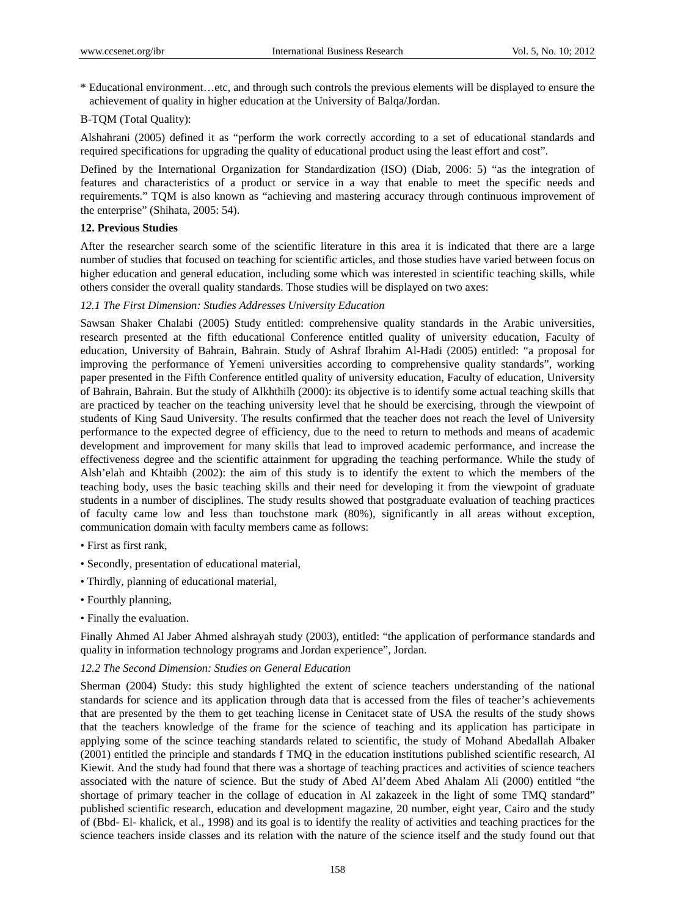\* Educational environment…etc, and through such controls the previous elements will be displayed to ensure the achievement of quality in higher education at the University of Balqa/Jordan.

B-TQM (Total Quality):

Alshahrani (2005) defined it as "perform the work correctly according to a set of educational standards and required specifications for upgrading the quality of educational product using the least effort and cost".

Defined by the International Organization for Standardization (ISO) (Diab, 2006: 5) "as the integration of features and characteristics of a product or service in a way that enable to meet the specific needs and requirements." TQM is also known as "achieving and mastering accuracy through continuous improvement of the enterprise" (Shihata, 2005: 54).

## 12. Previous Studies

After the researcher search some of the scientific literature in this area it is indicated that there are a large number of studies that focused on teaching for scientific articles, and those studies have varied between focus on higher education and general education, including some which was interested in scientific teaching skills, while others consider the overall quality standards. Those studies will be displayed on two axes:

### *12.1 The First Dimension: Studies Addresses University Education*

Sawsan Shaker Chalabi (2005) Study entitled: comprehensive quality standards in the Arabic universities, research presented at the fifth educational Conference entitled quality of university education, Faculty of education, University of Bahrain, Bahrain. Study of Ashraf Ibrahim Al-Hadi (2005) entitled: "a proposal for improving the performance of Yemeni universities according to comprehensive quality standards", working paper presented in the Fifth Conference entitled quality of university education, Faculty of education, University of Bahrain, Bahrain. But the study of Alkhthilh (2000): its objective is to identify some actual teaching skills that are practiced by teacher on the teaching university level that he should be exercising, through the viewpoint of students of King Saud University. The results confirmed that the teacher does not reach the level of University performance to the expected degree of efficiency, due to the need to return to methods and means of academic development and improvement for many skills that lead to improved academic performance, and increase the effectiveness degree and the scientific attainment for upgrading the teaching performance. While the study of Alsh'elah and Khtaibh (2002): the aim of this study is to identify the extent to which the members of the teaching body, uses the basic teaching skills and their need for developing it from the viewpoint of graduate students in a number of disciplines. The study results showed that postgraduate evaluation of teaching practices of faculty came low and less than touchstone mark (80%), significantly in all areas without exception, communication domain with faculty members came as follows:

- First as first rank,
- Secondly, presentation of educational material,
- Thirdly, planning of educational material,
- Fourthly planning,
- Finally the evaluation.

Finally Ahmed Al Jaber Ahmed alshrayah study (2003), entitled: "the application of performance standards and quality in information technology programs and Jordan experience", Jordan.

### *12.2 The Second Dimension: Studies on General Education*

Sherman (2004) Study: this study highlighted the extent of science teachers understanding of the national standards for science and its application through data that is accessed from the files of teacher's achievements that are presented by the them to get teaching license in Cenitacet state of USA the results of the study shows that the teachers knowledge of the frame for the science of teaching and its application has participate in applying some of the scince teaching standards related to scientific, the study of Mohand Abedallah Albaker (2001) entitled the principle and standards f TMQ in the education institutions published scientific research, Al Kiewit. And the study had found that there was a shortage of teaching practices and activities of science teachers associated with the nature of science. But the study of Abed Al'deem Abed Ahalam Ali (2000) entitled "the shortage of primary teacher in the collage of education in Al zakazeek in the light of some TMQ standard" published scientific research, education and development magazine, 20 number, eight year, Cairo and the study of (Bbd- El- khalick, et al., 1998) and its goal is to identify the reality of activities and teaching practices for the science teachers inside classes and its relation with the nature of the science itself and the study found out that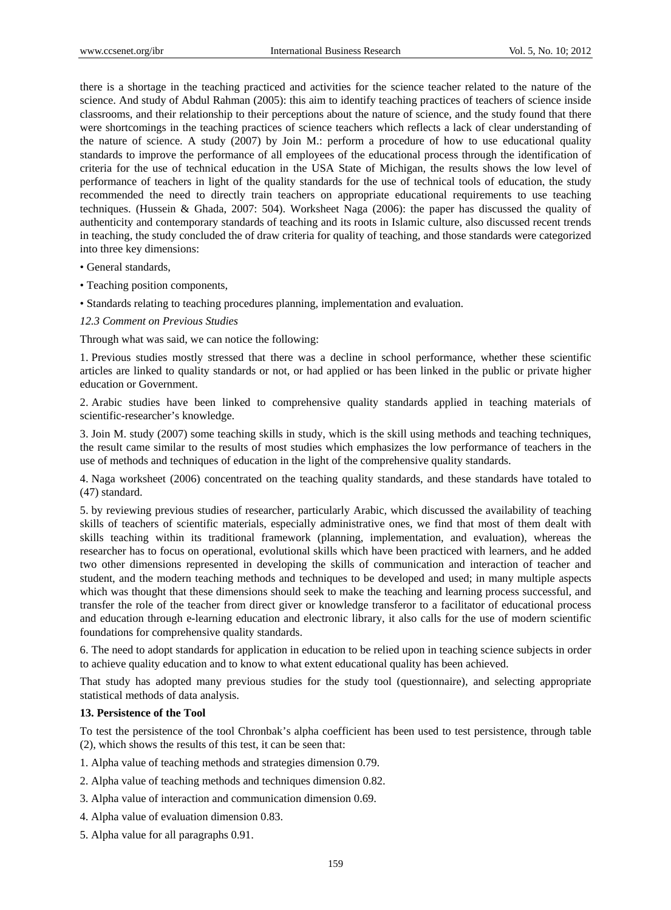there is a shortage in the teaching practiced and activities for the science teacher related to the nature of the science. And study of Abdul Rahman (2005): this aim to identify teaching practices of teachers of science inside classrooms, and their relationship to their perceptions about the nature of science, and the study found that there were shortcomings in the teaching practices of science teachers which reflects a lack of clear understanding of the nature of science. A study (2007) by Join M.: perform a procedure of how to use educational quality standards to improve the performance of all employees of the educational process through the identification of criteria for the use of technical education in the USA State of Michigan, the results shows the low level of performance of teachers in light of the quality standards for the use of technical tools of education, the study recommended the need to directly train teachers on appropriate educational requirements to use teaching techniques. (Hussein & Ghada, 2007: 504). Worksheet Naga (2006): the paper has discussed the quality of authenticity and contemporary standards of teaching and its roots in Islamic culture, also discussed recent trends in teaching, the study concluded the of draw criteria for quality of teaching, and those standards were categorized into three key dimensions:

• General standards,

• Teaching position components,

• Standards relating to teaching procedures planning, implementation and evaluation.

*12.3 Comment on Previous Studies*

Through what was said, we can notice the following:

1. Previous studies mostly stressed that there was a decline in school performance, whether these scientific articles are linked to quality standards or not, or had applied or has been linked in the public or private higher education or Government.

2. Arabic studies have been linked to comprehensive quality standards applied in teaching materials of scientific-researcher's knowledge.

3. Join M. study (2007) some teaching skills in study, which is the skill using methods and teaching techniques, the result came similar to the results of most studies which emphasizes the low performance of teachers in the use of methods and techniques of education in the light of the comprehensive quality standards.

4. Naga worksheet (2006) concentrated on the teaching quality standards, and these standards have totaled to (47) standard.

5. by reviewing previous studies of researcher, particularly Arabic, which discussed the availability of teaching skills of teachers of scientific materials, especially administrative ones, we find that most of them dealt with skills teaching within its traditional framework (planning, implementation, and evaluation), whereas the researcher has to focus on operational, evolutional skills which have been practiced with learners, and he added two other dimensions represented in developing the skills of communication and interaction of teacher and student, and the modern teaching methods and techniques to be developed and used; in many multiple aspects which was thought that these dimensions should seek to make the teaching and learning process successful, and transfer the role of the teacher from direct giver or knowledge transferor to a facilitator of educational process and education through e-learning education and electronic library, it also calls for the use of modern scientific foundations for comprehensive quality standards.

6. The need to adopt standards for application in education to be relied upon in teaching science subjects in order to achieve quality education and to know to what extent educational quality has been achieved.

That study has adopted many previous studies for the study tool (questionnaire), and selecting appropriate statistical methods of data analysis.

**13. Persistence of the Tool**

To test the persistence of the tool Chronbak's alpha coefficient has been used to test persistence, through table (2), which shows the results of this test, it can be seen that:

1. Alpha value of teaching methods and strategies dimension 0.79.

2. Alpha value of teaching methods and techniques dimension 0.82.

3. Alpha value of interaction and communication dimension 0.69.

4. Alpha value of evaluation dimension 0.83.

5. Alpha value for all paragraphs 0.91.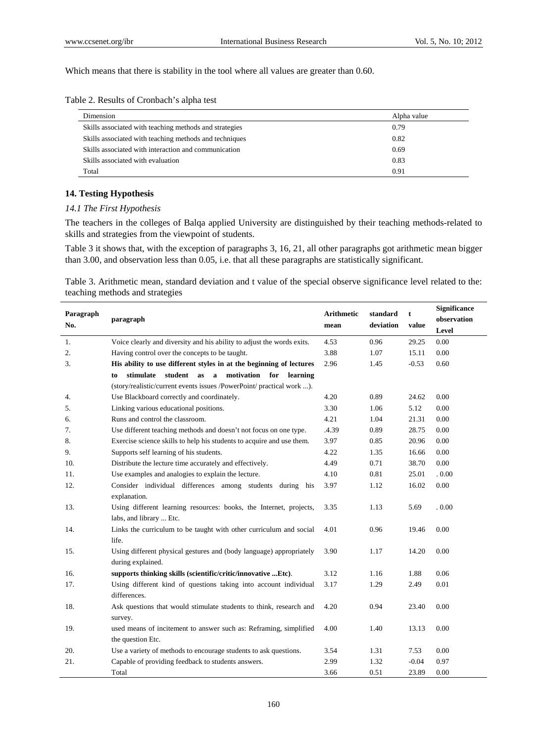Which means that there is stability in the tool where all values are greater than 0.60.

Table 2. Results of Cronbach's alpha test

| Dimension | Alpha value |
| --- | --- |
| Skills associated with teaching methods and strategies | 0.79 |
| Skills associated with teaching methods and techniques | 0.82 |
| Skills associated with interaction and communication | 0.69 |
| Skills associated with evaluation | 0.83 |
| Total | 0.91 |

## 14. Testing Hypothesis

### *14.1 The First Hypothesis*

The teachers in the colleges of Balqa applied University are distinguished by their teaching methods-related to skills and strategies from the viewpoint of students.

Table 3 it shows that, with the exception of paragraphs 3, 16, 21, all other paragraphs got arithmetic mean bigger than 3.00, and observation less than 0.05, i.e. that all these paragraphs are statistically significant.

Table 3. Arithmetic mean, standard deviation and t value of the special observe significance level related to the: teaching methods and strategies

| Paragraph No. | paragraph | Arithmetic mean | standard deviation | t value | Significance observation Level |
| --- | --- | --- | --- | --- | --- |
| 1. | Voice clearly and diversity and his ability to adjust the words exits. | 4.53 | 0.96 | 29.25 | 0.00 |
| 2. | Having control over the concepts to be taught. | 3.88 | 1.07 | 15.11 | 0.00 |
| 3. | **His ability to use different styles in at the beginning of lectures to stimulate student as a motivation for learning** (story/realistic/current events issues /PowerPoint/ practical work ...). | 2.96 | 1.45 | -0.53 | 0.60 |
| 4. | Use Blackboard correctly and coordinately. | 4.20 | 0.89 | 24.62 | 0.00 |
| 5. | Linking various educational positions. | 3.30 | 1.06 | 5.12 | 0.00 |
| 6. | Runs and control the classroom. | 4.21 | 1.04 | 21.31 | 0.00 |
| 7. | Use different teaching methods and doesn't not focus on one type. | .4.39 | 0.89 | 28.75 | 0.00 |
| 8. | Exercise science skills to help his students to acquire and use them. | 3.97 | 0.85 | 20.96 | 0.00 |
| 9. | Supports self learning of his students. | 4.22 | 1.35 | 16.66 | 0.00 |
| 10. | Distribute the lecture time accurately and effectively. | 4.49 | 0.71 | 38.70 | 0.00 |
| 11. | Use examples and analogies to explain the lecture. | 4.10 | 0.81 | 25.01 | . 0.00 |
| 12. | Consider individual differences among students during his explanation. | 3.97 | 1.12 | 16.02 | 0.00 |
| 13. | Using different learning resources: books, the Internet, projects, labs, and library ... Etc. | 3.35 | 1.13 | 5.69 | . 0.00 |
| 14. | Links the curriculum to be taught with other curriculum and social life. | 4.01 | 0.96 | 19.46 | 0.00 |
| 15. | Using different physical gestures and (body language) appropriately during explained. | 3.90 | 1.17 | 14.20 | 0.00 |
| 16. | **supports thinking skills (scientific/critic/innovative ...Etc)**. | 3.12 | 1.16 | 1.88 | 0.06 |
| 17. | Using different kind of questions taking into account individual differences. | 3.17 | 1.29 | 2.49 | 0.01 |
| 18. | Ask questions that would stimulate students to think, research and survey. | 4.20 | 0.94 | 23.40 | 0.00 |
| 19. | used means of incitement to answer such as: Reframing, simplified the question Etc. | 4.00 | 1.40 | 13.13 | 0.00 |
| 20. | Use a variety of methods to encourage students to ask questions. | 3.54 | 1.31 | 7.53 | 0.00 |
| 21. | Capable of providing feedback to students answers. | 2.99 | 1.32 | -0.04 | 0.97 |
| | Total | 3.66 | 0.51 | 23.89 | 0.00 |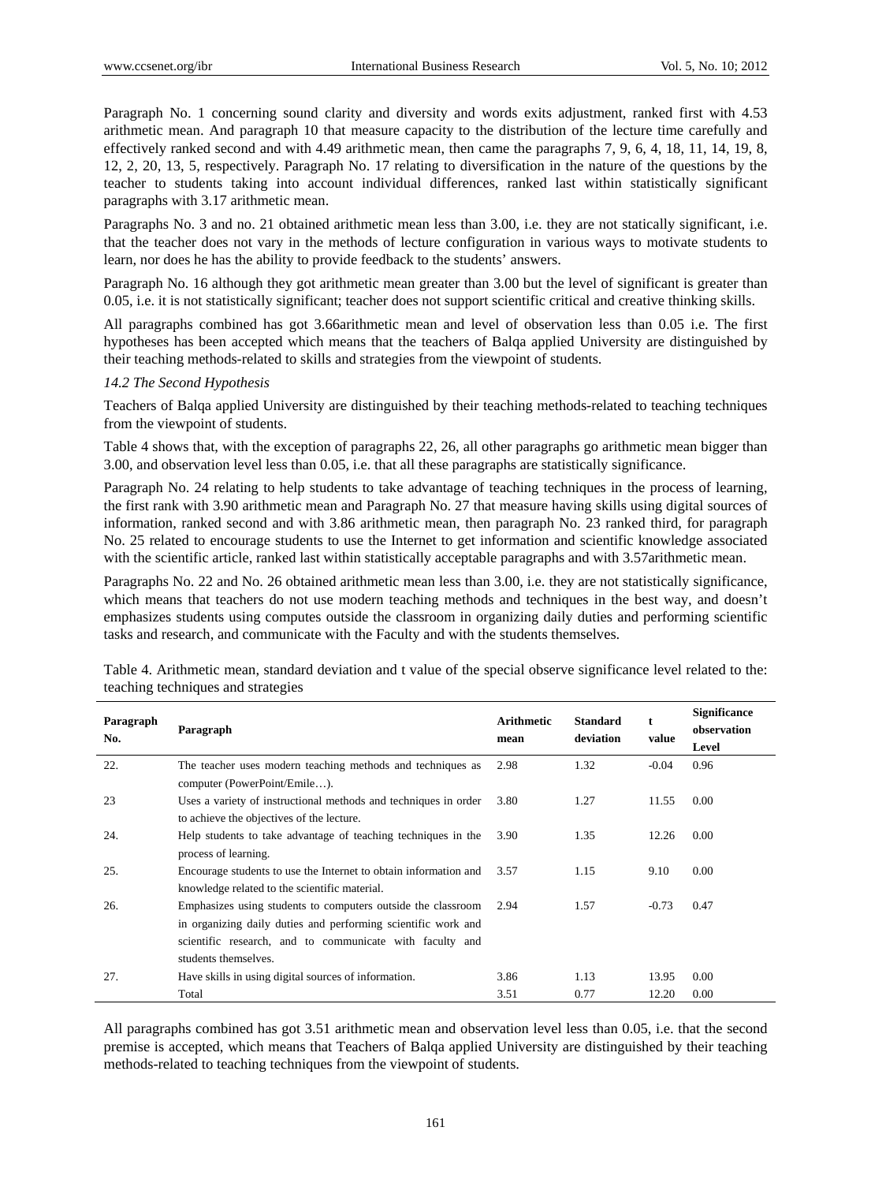Paragraph No. 1 concerning sound clarity and diversity and words exits adjustment, ranked first with 4.53 arithmetic mean. And paragraph 10 that measure capacity to the distribution of the lecture time carefully and effectively ranked second and with 4.49 arithmetic mean, then came the paragraphs 7, 9, 6, 4, 18, 11, 14, 19, 8, 12, 2, 20, 13, 5, respectively. Paragraph No. 17 relating to diversification in the nature of the questions by the teacher to students taking into account individual differences, ranked last within statistically significant paragraphs with 3.17 arithmetic mean.

Paragraphs No. 3 and no. 21 obtained arithmetic mean less than 3.00, i.e. they are not statically significant, i.e. that the teacher does not vary in the methods of lecture configuration in various ways to motivate students to learn, nor does he has the ability to provide feedback to the students' answers.

Paragraph No. 16 although they got arithmetic mean greater than 3.00 but the level of significant is greater than 0.05, i.e. it is not statistically significant; teacher does not support scientific critical and creative thinking skills.

All paragraphs combined has got 3.66arithmetic mean and level of observation less than 0.05 i.e. The first hypotheses has been accepted which means that the teachers of Balqa applied University are distinguished by their teaching methods-related to skills and strategies from the viewpoint of students.

*14.2 The Second Hypothesis*

Teachers of Balqa applied University are distinguished by their teaching methods-related to teaching techniques from the viewpoint of students.

Table 4 shows that, with the exception of paragraphs 22, 26, all other paragraphs go arithmetic mean bigger than 3.00, and observation level less than 0.05, i.e. that all these paragraphs are statistically significance.

Paragraph No. 24 relating to help students to take advantage of teaching techniques in the process of learning, the first rank with 3.90 arithmetic mean and Paragraph No. 27 that measure having skills using digital sources of information, ranked second and with 3.86 arithmetic mean, then paragraph No. 23 ranked third, for paragraph No. 25 related to encourage students to use the Internet to get information and scientific knowledge associated with the scientific article, ranked last within statistically acceptable paragraphs and with 3.57arithmetic mean.

Paragraphs No. 22 and No. 26 obtained arithmetic mean less than 3.00, i.e. they are not statistically significance, which means that teachers do not use modern teaching methods and techniques in the best way, and doesn't emphasizes students using computes outside the classroom in organizing daily duties and performing scientific tasks and research, and communicate with the Faculty and with the students themselves.

Table 4. Arithmetic mean, standard deviation and t value of the special observe significance level related to the: teaching techniques and strategies

| Paragraph No. | Paragraph | Arithmetic mean | Standard deviation | t value | Significance observation Level |
|---|---|---|---|---|---|
| 22. | The teacher uses modern teaching methods and techniques as computer (PowerPoint/Emile…). | 2.98 | 1.32 | -0.04 | 0.96 |
| 23 | Uses a variety of instructional methods and techniques in order to achieve the objectives of the lecture. | 3.80 | 1.27 | 11.55 | 0.00 |
| 24. | Help students to take advantage of teaching techniques in the process of learning. | 3.90 | 1.35 | 12.26 | 0.00 |
| 25. | Encourage students to use the Internet to obtain information and knowledge related to the scientific material. | 3.57 | 1.15 | 9.10 | 0.00 |
| 26. | Emphasizes using students to computers outside the classroom in organizing daily duties and performing scientific work and scientific research, and to communicate with faculty and students themselves. | 2.94 | 1.57 | -0.73 | 0.47 |
| 27. | Have skills in using digital sources of information. | 3.86 | 1.13 | 13.95 | 0.00 |
| | Total | 3.51 | 0.77 | 12.20 | 0.00 |

All paragraphs combined has got 3.51 arithmetic mean and observation level less than 0.05, i.e. that the second premise is accepted, which means that Teachers of Balqa applied University are distinguished by their teaching methods-related to teaching techniques from the viewpoint of students.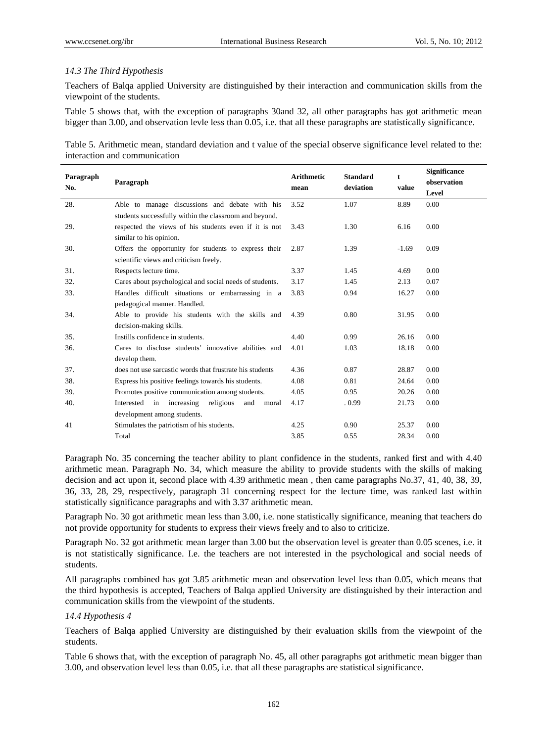### *14.3 The Third Hypothesis*

Teachers of Balqa applied University are distinguished by their interaction and communication skills from the viewpoint of the students.

Table 5 shows that, with the exception of paragraphs 30and 32, all other paragraphs has got arithmetic mean bigger than 3.00, and observation levle less than 0.05, i.e. that all these paragraphs are statistically significance.

Table 5. Arithmetic mean, standard deviation and t value of the special observe significance level related to the: interaction and communication

| Paragraph No. | Paragraph | Arithmetic mean | Standard deviation | t value | Significance observation Level |
|---|---|---|---|---|---|
| 28. | Able to manage discussions and debate with his students successfully within the classroom and beyond. | 3.52 | 1.07 | 8.89 | 0.00 |
| 29. | respected the views of his students even if it is not similar to his opinion. | 3.43 | 1.30 | 6.16 | 0.00 |
| 30. | Offers the opportunity for students to express their scientific views and criticism freely. | 2.87 | 1.39 | -1.69 | 0.09 |
| 31. | Respects lecture time. | 3.37 | 1.45 | 4.69 | 0.00 |
| 32. | Cares about psychological and social needs of students. | 3.17 | 1.45 | 2.13 | 0.07 |
| 33. | Handles difficult situations or embarrassing in a pedagogical manner. Handled. | 3.83 | 0.94 | 16.27 | 0.00 |
| 34. | Able to provide his students with the skills and decision-making skills. | 4.39 | 0.80 | 31.95 | 0.00 |
| 35. | Instills confidence in students. | 4.40 | 0.99 | 26.16 | 0.00 |
| 36. | Cares to disclose students' innovative abilities and develop them. | 4.01 | 1.03 | 18.18 | 0.00 |
| 37. | does not use sarcastic words that frustrate his students | 4.36 | 0.87 | 28.87 | 0.00 |
| 38. | Express his positive feelings towards his students. | 4.08 | 0.81 | 24.64 | 0.00 |
| 39. | Promotes positive communication among students. | 4.05 | 0.95 | 20.26 | 0.00 |
| 40. | Interested in increasing religious and moral development among students. | 4.17 | . 0.99 | 21.73 | 0.00 |
| 41 | Stimulates the patriotism of his students. | 4.25 | 0.90 | 25.37 | 0.00 |
| | Total | 3.85 | 0.55 | 28.34 | 0.00 |

Paragraph No. 35 concerning the teacher ability to plant confidence in the students, ranked first and with 4.40 arithmetic mean. Paragraph No. 34, which measure the ability to provide students with the skills of making decision and act upon it, second place with 4.39 arithmetic mean , then came paragraphs No.37, 41, 40, 38, 39, 36, 33, 28, 29, respectively, paragraph 31 concerning respect for the lecture time, was ranked last within statistically significance paragraphs and with 3.37 arithmetic mean.

Paragraph No. 30 got arithmetic mean less than 3.00, i.e. none statistically significance, meaning that teachers do not provide opportunity for students to express their views freely and to also to criticize.

Paragraph No. 32 got arithmetic mean larger than 3.00 but the observation level is greater than 0.05 scenes, i.e. it is not statistically significance. I.e. the teachers are not interested in the psychological and social needs of students.

All paragraphs combined has got 3.85 arithmetic mean and observation level less than 0.05, which means that the third hypothesis is accepted, Teachers of Balqa applied University are distinguished by their interaction and communication skills from the viewpoint of the students.

### *14.4 Hypothesis 4*

Teachers of Balqa applied University are distinguished by their evaluation skills from the viewpoint of the students.

Table 6 shows that, with the exception of paragraph No. 45, all other paragraphs got arithmetic mean bigger than 3.00, and observation level less than 0.05, i.e. that all these paragraphs are statistical significance.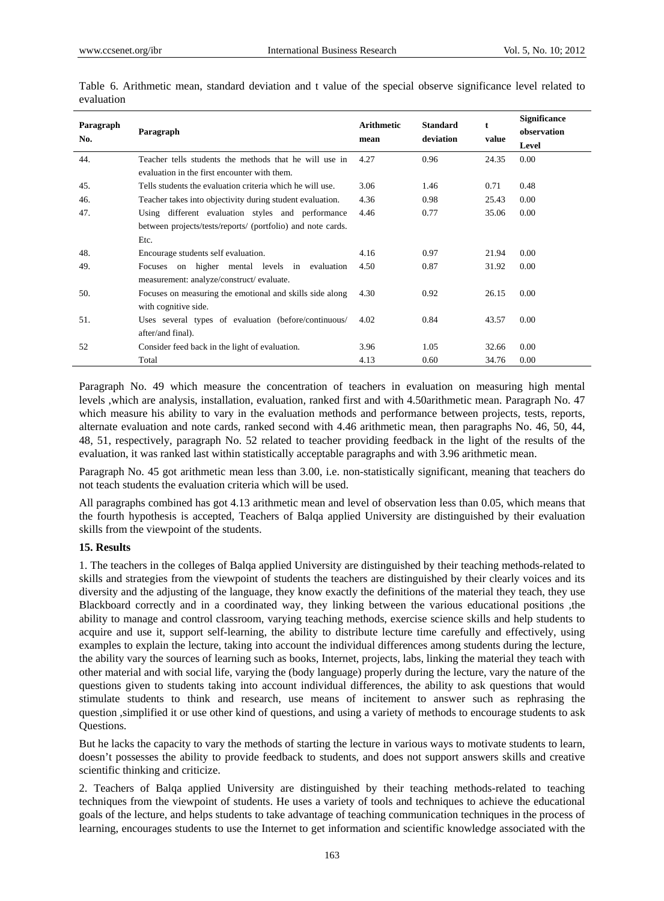Table 6. Arithmetic mean, standard deviation and t value of the special observe significance level related to evaluation

| Paragraph No. | Paragraph | Arithmetic mean | Standard deviation | t value | Significance observation Level |
|---|---|---|---|---|---|
| 44. | Teacher tells students the methods that he will use in evaluation in the first encounter with them. | 4.27 | 0.96 | 24.35 | 0.00 |
| 45. | Tells students the evaluation criteria which he will use. | 3.06 | 1.46 | 0.71 | 0.48 |
| 46. | Teacher takes into objectivity during student evaluation. | 4.36 | 0.98 | 25.43 | 0.00 |
| 47. | Using different evaluation styles and performance between projects/tests/reports/ (portfolio) and note cards. Etc. | 4.46 | 0.77 | 35.06 | 0.00 |
| 48. | Encourage students self evaluation. | 4.16 | 0.97 | 21.94 | 0.00 |
| 49. | Focuses on higher mental levels in evaluation measurement: analyze/construct/ evaluate. | 4.50 | 0.87 | 31.92 | 0.00 |
| 50. | Focuses on measuring the emotional and skills side along with cognitive side. | 4.30 | 0.92 | 26.15 | 0.00 |
| 51. | Uses several types of evaluation (before/continuous/ after/and final). | 4.02 | 0.84 | 43.57 | 0.00 |
| 52 | Consider feed back in the light of evaluation. | 3.96 | 1.05 | 32.66 | 0.00 |
| | Total | 4.13 | 0.60 | 34.76 | 0.00 |

Paragraph No. 49 which measure the concentration of teachers in evaluation on measuring high mental levels ,which are analysis, installation, evaluation, ranked first and with 4.50arithmetic mean. Paragraph No. 47 which measure his ability to vary in the evaluation methods and performance between projects, tests, reports, alternate evaluation and note cards, ranked second with 4.46 arithmetic mean, then paragraphs No. 46, 50, 44, 48, 51, respectively, paragraph No. 52 related to teacher providing feedback in the light of the results of the evaluation, it was ranked last within statistically acceptable paragraphs and with 3.96 arithmetic mean.

Paragraph No. 45 got arithmetic mean less than 3.00, i.e. non-statistically significant, meaning that teachers do not teach students the evaluation criteria which will be used.

All paragraphs combined has got 4.13 arithmetic mean and level of observation less than 0.05, which means that the fourth hypothesis is accepted, Teachers of Balqa applied University are distinguished by their evaluation skills from the viewpoint of the students.

### 15. Results

1. The teachers in the colleges of Balqa applied University are distinguished by their teaching methods-related to skills and strategies from the viewpoint of students the teachers are distinguished by their clearly voices and its diversity and the adjusting of the language, they know exactly the definitions of the material they teach, they use Blackboard correctly and in a coordinated way, they linking between the various educational positions ,the ability to manage and control classroom, varying teaching methods, exercise science skills and help students to acquire and use it, support self-learning, the ability to distribute lecture time carefully and effectively, using examples to explain the lecture, taking into account the individual differences among students during the lecture, the ability vary the sources of learning such as books, Internet, projects, labs, linking the material they teach with other material and with social life, varying the (body language) properly during the lecture, vary the nature of the questions given to students taking into account individual differences, the ability to ask questions that would stimulate students to think and research, use means of incitement to answer such as rephrasing the question ,simplified it or use other kind of questions, and using a variety of methods to encourage students to ask Questions.

But he lacks the capacity to vary the methods of starting the lecture in various ways to motivate students to learn, doesn't possesses the ability to provide feedback to students, and does not support answers skills and creative scientific thinking and criticize.

2. Teachers of Balqa applied University are distinguished by their teaching methods-related to teaching techniques from the viewpoint of students. He uses a variety of tools and techniques to achieve the educational goals of the lecture, and helps students to take advantage of teaching communication techniques in the process of learning, encourages students to use the Internet to get information and scientific knowledge associated with the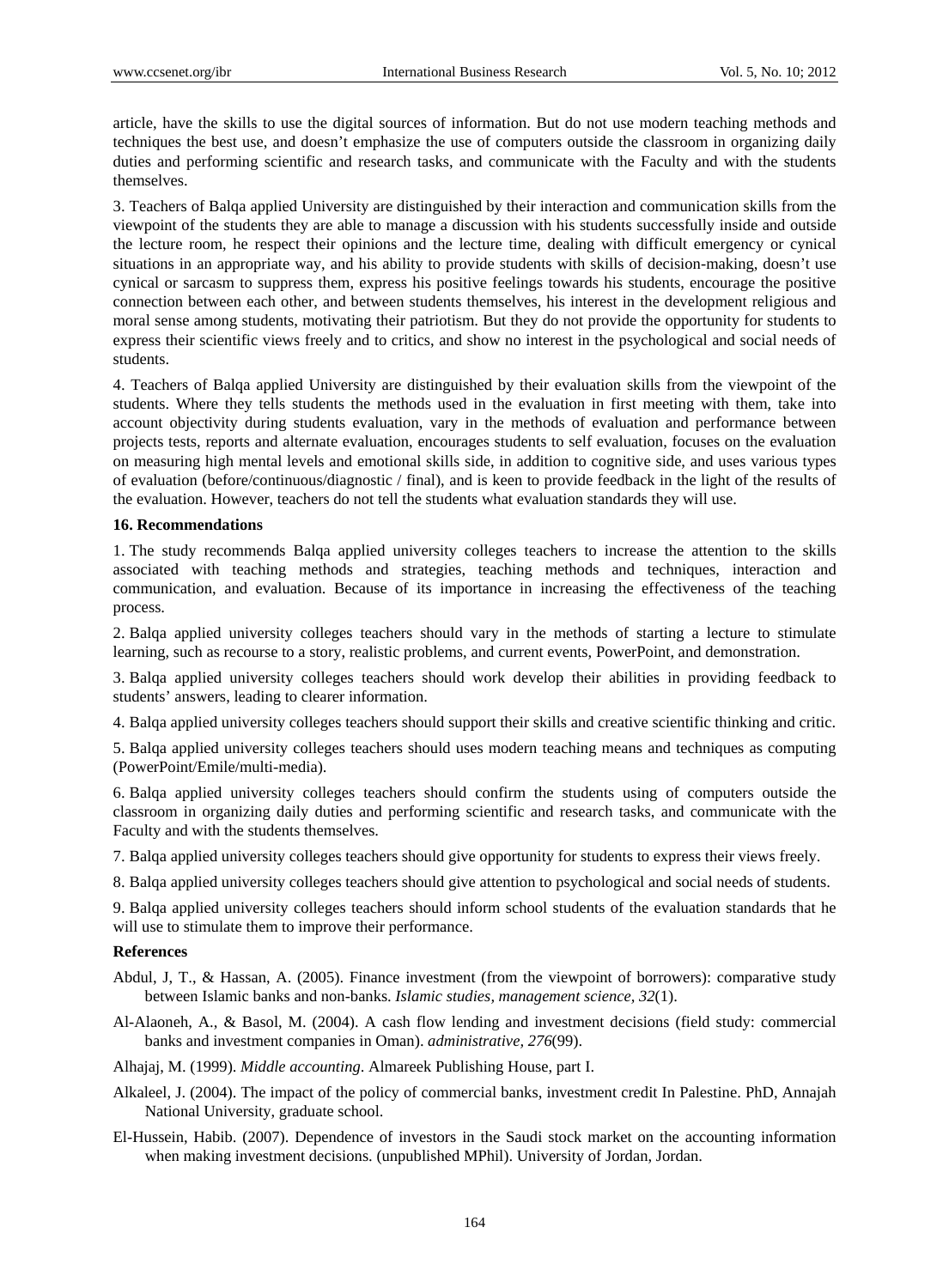article, have the skills to use the digital sources of information. But do not use modern teaching methods and techniques the best use, and doesn't emphasize the use of computers outside the classroom in organizing daily duties and performing scientific and research tasks, and communicate with the Faculty and with the students themselves.

3. Teachers of Balqa applied University are distinguished by their interaction and communication skills from the viewpoint of the students they are able to manage a discussion with his students successfully inside and outside the lecture room, he respect their opinions and the lecture time, dealing with difficult emergency or cynical situations in an appropriate way, and his ability to provide students with skills of decision-making, doesn't use cynical or sarcasm to suppress them, express his positive feelings towards his students, encourage the positive connection between each other, and between students themselves, his interest in the development religious and moral sense among students, motivating their patriotism. But they do not provide the opportunity for students to express their scientific views freely and to critics, and show no interest in the psychological and social needs of students.

4. Teachers of Balqa applied University are distinguished by their evaluation skills from the viewpoint of the students. Where they tells students the methods used in the evaluation in first meeting with them, take into account objectivity during students evaluation, vary in the methods of evaluation and performance between projects tests, reports and alternate evaluation, encourages students to self evaluation, focuses on the evaluation on measuring high mental levels and emotional skills side, in addition to cognitive side, and uses various types of evaluation (before/continuous/diagnostic / final), and is keen to provide feedback in the light of the results of the evaluation. However, teachers do not tell the students what evaluation standards they will use.

## 16. Recommendations

1. The study recommends Balqa applied university colleges teachers to increase the attention to the skills associated with teaching methods and strategies, teaching methods and techniques, interaction and communication, and evaluation. Because of its importance in increasing the effectiveness of the teaching process.

2. Balqa applied university colleges teachers should vary in the methods of starting a lecture to stimulate learning, such as recourse to a story, realistic problems, and current events, PowerPoint, and demonstration.

3. Balqa applied university colleges teachers should work develop their abilities in providing feedback to students' answers, leading to clearer information.

4. Balqa applied university colleges teachers should support their skills and creative scientific thinking and critic.

5. Balqa applied university colleges teachers should uses modern teaching means and techniques as computing (PowerPoint/Emile/multi-media).

6. Balqa applied university colleges teachers should confirm the students using of computers outside the classroom in organizing daily duties and performing scientific and research tasks, and communicate with the Faculty and with the students themselves.

7. Balqa applied university colleges teachers should give opportunity for students to express their views freely.

8. Balqa applied university colleges teachers should give attention to psychological and social needs of students.

9. Balqa applied university colleges teachers should inform school students of the evaluation standards that he will use to stimulate them to improve their performance.

## References

Abdul, J, T., & Hassan, A. (2005). Finance investment (from the viewpoint of borrowers): comparative study between Islamic banks and non-banks. *Islamic studies, management science, 32*(1).

Al-Alaoneh, A., & Basol, M. (2004). A cash flow lending and investment decisions (field study: commercial banks and investment companies in Oman). *administrative, 276*(99).

Alhajaj, M. (1999). *Middle accounting*. Almareek Publishing House, part I.

Alkaleel, J. (2004). The impact of the policy of commercial banks, investment credit In Palestine. PhD, Annajah National University, graduate school.

El-Hussein, Habib. (2007). Dependence of investors in the Saudi stock market on the accounting information when making investment decisions. (unpublished MPhil). University of Jordan, Jordan.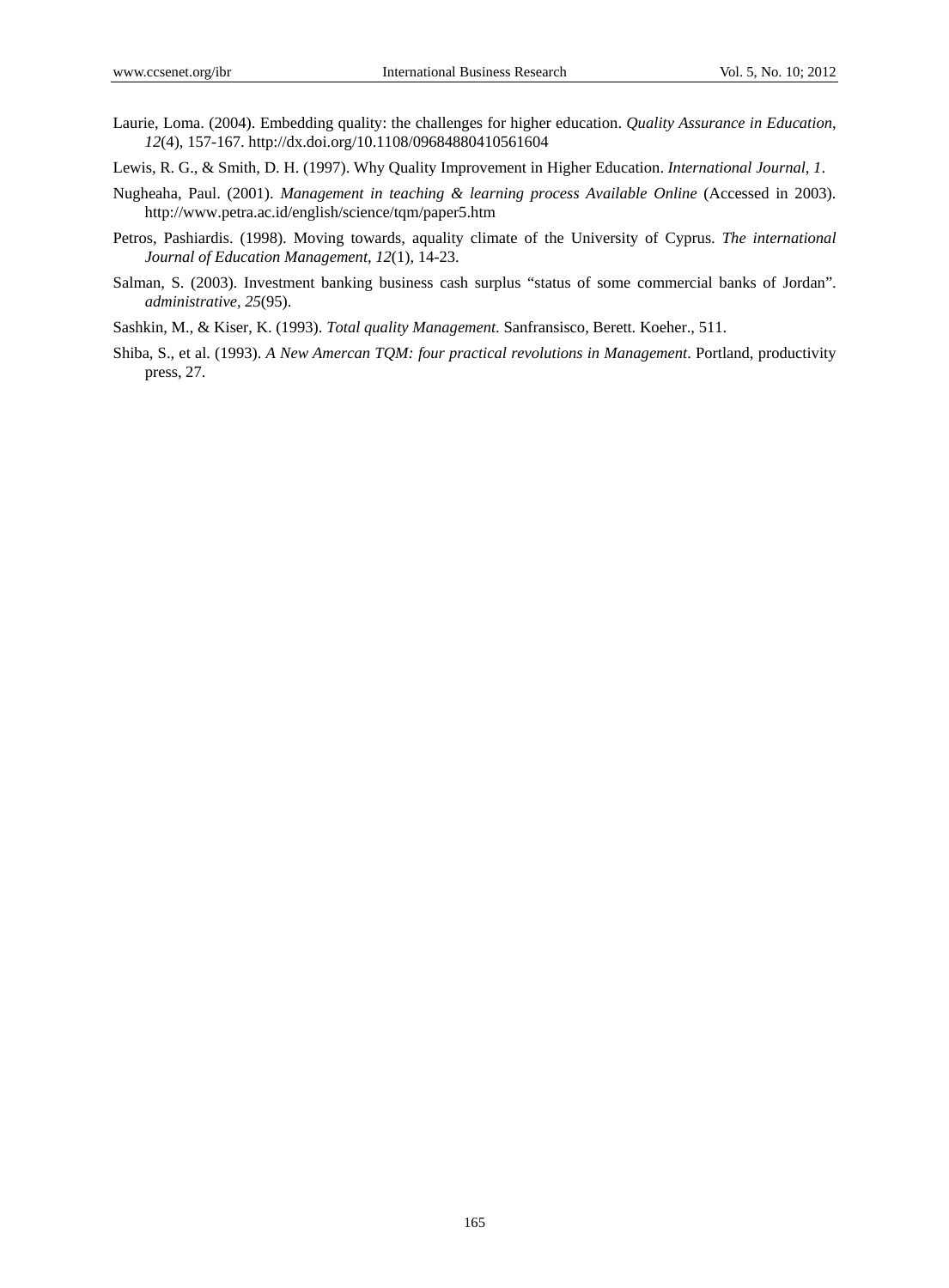Laurie, Loma. (2004). Embedding quality: the challenges for higher education. *Quality Assurance in Education*, *12*(4), 157-167. http://dx.doi.org/10.1108/09684880410561604

Lewis, R. G., & Smith, D. H. (1997). Why Quality Improvement in Higher Education. *International Journal*, *1*.

Nugheaha, Paul. (2001). *Management in teaching & learning process Available Online* (Accessed in 2003). http://www.petra.ac.id/english/science/tqm/paper5.htm

Petros, Pashiardis. (1998). Moving towards, aquality climate of the University of Cyprus. *The international Journal of Education Management*, *12*(1), 14-23.

Salman, S. (2003). Investment banking business cash surplus "status of some commercial banks of Jordan". *administrative*, *25*(95).

Sashkin, M., & Kiser, K. (1993). *Total quality Management*. Sanfransisco, Berett. Koeher., 511.

Shiba, S., et al. (1993). *A New Amercan TQM: four practical revolutions in Management*. Portland, productivity press, 27.